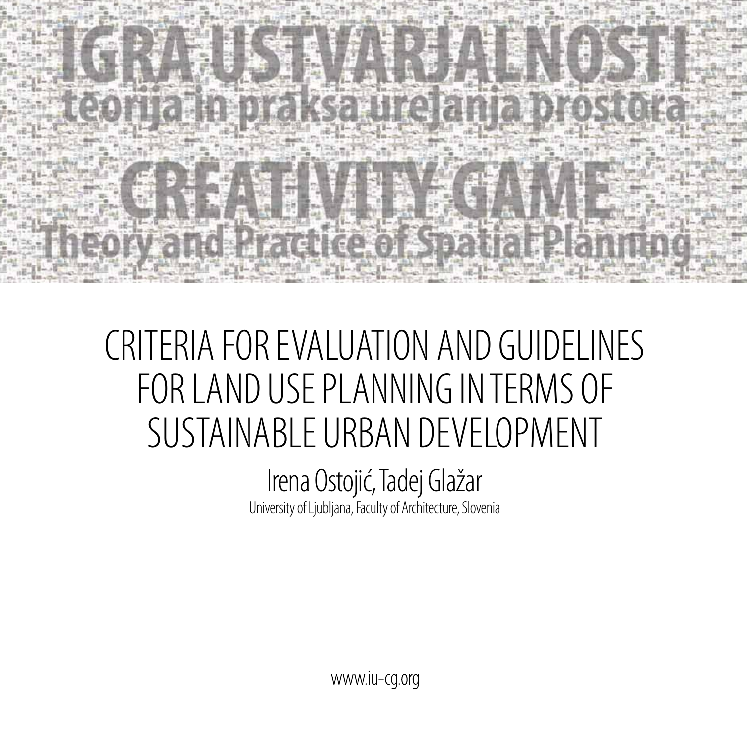IGRA USTVARJALNOSTI
teorija in praksa urejanja prostora

CREATIVITY GAME
Theory and Practice of Spatial Planning

# CRITERIA FOR EVALUATION AND GUIDELINES FOR LAND USE PLANNING IN TERMS OF SUSTAINABLE URBAN DEVELOPMENT

Irena Ostojić, Tadej Glažar

University of Ljubljana, Faculty of Architecture, Slovenia

www.iu-cg.org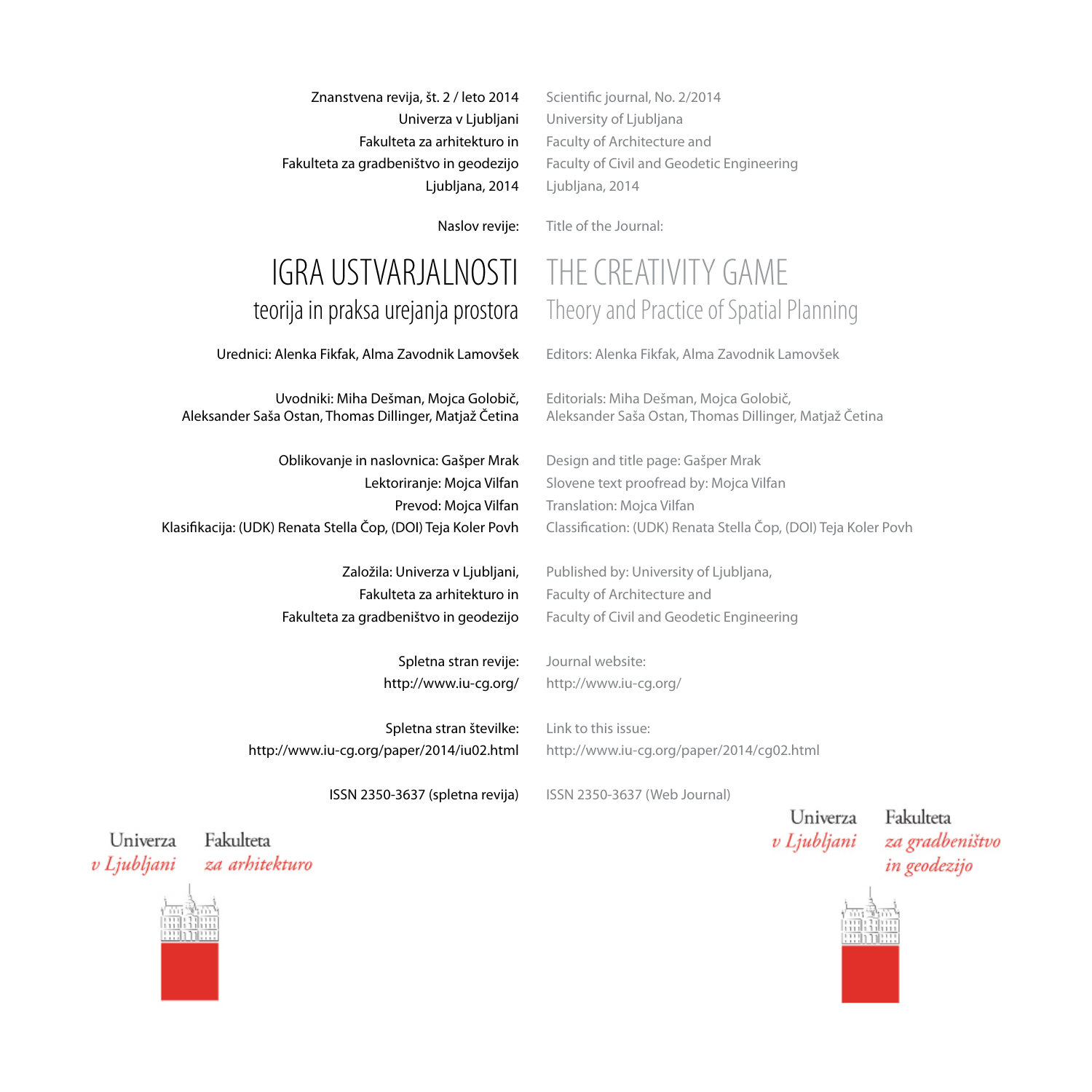Znanstvena revija, št. 2 / leto 2014
Univerza v Ljubljani
Fakulteta za arhitekturo in
Fakulteta za gradbeništvo in geodezijo
Ljubljana, 2014

Scientific journal, No. 2/2014
University of Ljubljana
Faculty of Architecture and
Faculty of Civil and Geodetic Engineering
Ljubljana, 2014

Naslov revije:

Title of the Journal:

# IGRA USTVARJALNOSTI

## teorija in praksa urejanja prostora

# THE CREATIVITY GAME

## Theory and Practice of Spatial Planning

Urednici: Alenka Fikfak, Alma Zavodnik Lamovšek

Editors: Alenka Fikfak, Alma Zavodnik Lamovšek

Uvodniki: Miha Dešman, Mojca Golobič, Aleksander Saša Ostan, Thomas Dillinger, Matjaž Četina

Editorials: Miha Dešman, Mojca Golobič, Aleksander Saša Ostan, Thomas Dillinger, Matjaž Četina

Oblikovanje in naslovnica: Gašper Mrak
Lektoriranje: Mojca Vilfan
Prevod: Mojca Vilfan
Klasifikacija: (UDK) Renata Stella Čop, (DOI) Teja Koler Povh

Design and title page: Gašper Mrak
Slovene text proofread by: Mojca Vilfan
Translation: Mojca Vilfan
Classification: (UDK) Renata Stella Čop, (DOI) Teja Koler Povh

Založila: Univerza v Ljubljani,
Fakulteta za arhitekturo in
Fakulteta za gradbeništvo in geodezijo

Published by: University of Ljubljana,
Faculty of Architecture and
Faculty of Civil and Geodetic Engineering

Spletna stran revije:
http://www.iu-cg.org/

Journal website:
http://www.iu-cg.org/

Spletna stran številke:
http://www.iu-cg.org/paper/2014/iu02.html

Link to this issue:
http://www.iu-cg.org/paper/2014/cg02.html

ISSN 2350-3637 (spletna revija)

ISSN 2350-3637 (Web Journal)

Univerza v Ljubljani
Fakulteta za arhitekturo

Univerza v Ljubljani
Fakulteta za gradbeništvo in geodezijo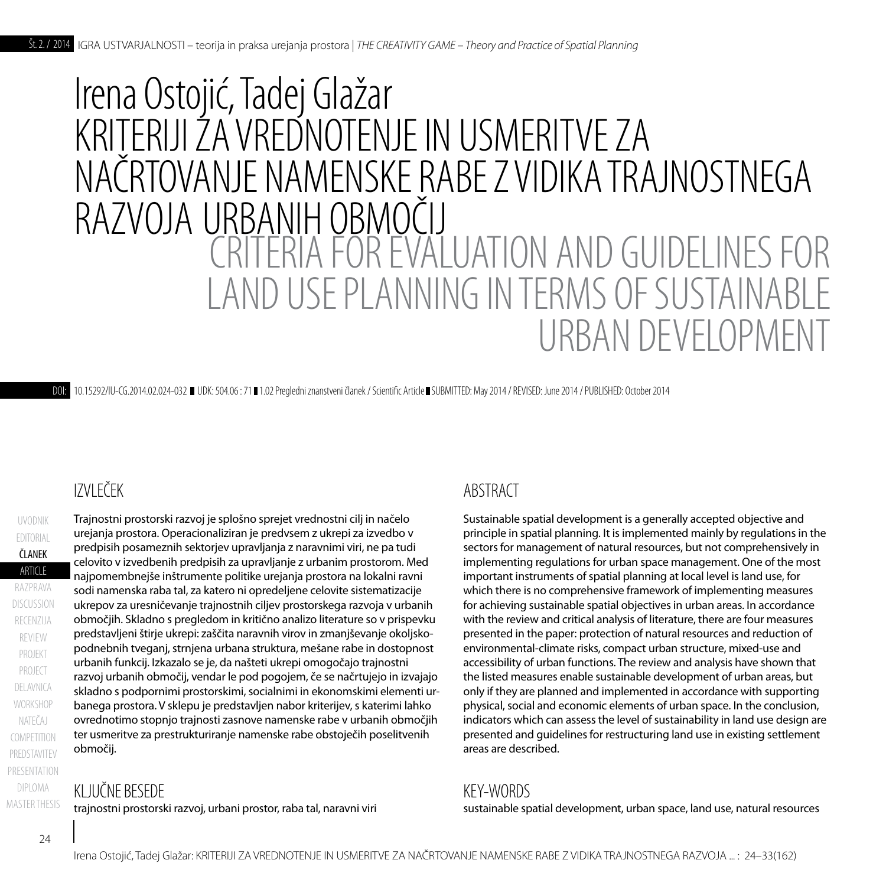# Irena Ostojić, Tadej Glažar

# KRITERIJI ZA VREDNOTENJE IN USMERITVE ZA NAČRTOVANJE NAMENSKE RABE Z VIDIKA TRAJNOSTNEGA RAZVOJA URBANIH OBMOČIJ

# CRITERIA FOR EVALUATION AND GUIDELINES FOR LAND USE PLANNING IN TERMS OF SUSTAINABLE URBAN DEVELOPMENT

DOI: 10.15292/IU-CG.2014.02.024-032 UDK: 504.06 : 71 1.02 Pregledni znanstveni članek / Scientific Article SUBMITTED: May 2014 / REVISED: June 2014 / PUBLISHED: October 2014

## IZVLEČEK

Trajnostni prostorski razvoj je splošno sprejet vrednostni cilj in načelo urejanja prostora. Operacionaliziran je predvsem z ukrepi za izvedbo v predpisih posameznih sektorjev upravljanja z naravnimi viri, ne pa tudi celovito v izvedbenih predpisih za upravljanje z urbanim prostorom. Med najpomembnejše inštrumente politike urejanja prostora na lokalni ravni sodi namenska raba tal, za katero ni opredeljene celovite sistematizacije ukrepov za uresničevanje trajnostnih ciljev prostorskega razvoja v urbanih območjih. Skladno s pregledom in kritično analizo literature so v prispevku predstavljeni štirje ukrepi: zaščita naravnih virov in zmanjševanje okoljsko-podnebnih tveganj, strnjena urbana struktura, mešane rabe in dostopnost urbanih funkcij. Izkazalo se je, da našteti ukrepi omogočajo trajnostni razvoj urbanih območij, vendar le pod pogojem, če se načrtujejo in izvajajo skladno s podpornimi prostorskimi, socialnimi in ekonomskimi elementi urbanega prostora. V sklepu je predstavljen nabor kriterijev, s katerimi lahko ovrednotimo stopnjo trajnosti zasnove namenske rabe v urbanih območjih ter usmeritve za prestrukturiranje namenske rabe obstoječih poselitvenih območij.

## KLJUČNE BESEDE

trajnostni prostorski razvoj, urbani prostor, raba tal, naravni viri

## ABSTRACT

Sustainable spatial development is a generally accepted objective and principle in spatial planning. It is implemented mainly by regulations in the sectors for management of natural resources, but not comprehensively in implementing regulations for urban space management. One of the most important instruments of spatial planning at local level is land use, for which there is no comprehensive framework of implementing measures for achieving sustainable spatial objectives in urban areas. In accordance with the review and critical analysis of literature, there are four measures presented in the paper: protection of natural resources and reduction of environmental-climate risks, compact urban structure, mixed-use and accessibility of urban functions. The review and analysis have shown that the listed measures enable sustainable development of urban areas, but only if they are planned and implemented in accordance with supporting physical, social and economic elements of urban space. In the conclusion, indicators which can assess the level of sustainability in land use design are presented and guidelines for restructuring land use in existing settlement areas are described.

## KEY-WORDS

sustainable spatial development, urban space, land use, natural resources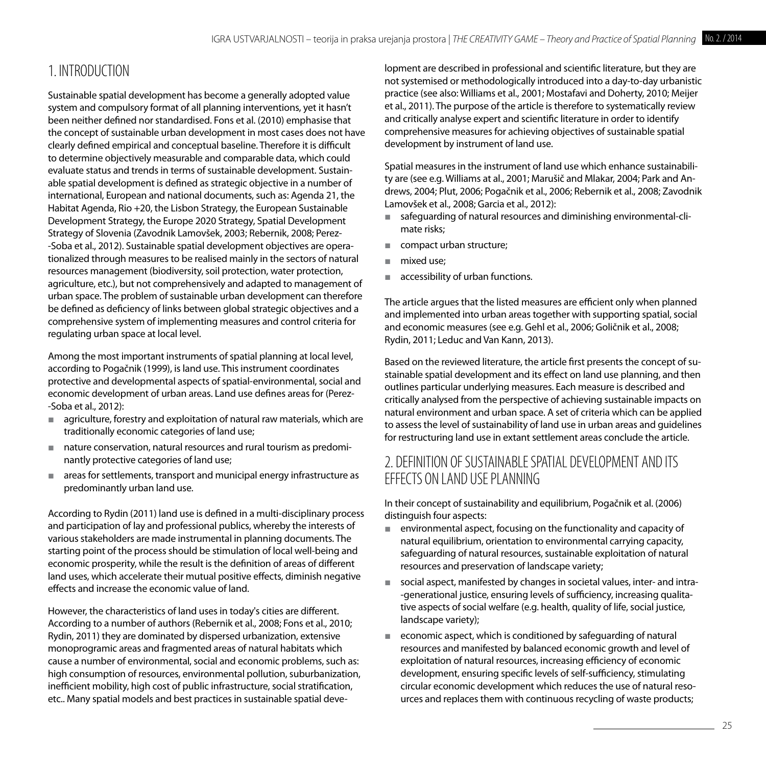## 1. INTRODUCTION

Sustainable spatial development has become a generally adopted value system and compulsory format of all planning interventions, yet it hasn't been neither defined nor standardised. Fons et al. (2010) emphasise that the concept of sustainable urban development in most cases does not have clearly defined empirical and conceptual baseline. Therefore it is difficult to determine objectively measurable and comparable data, which could evaluate status and trends in terms of sustainable development. Sustainable spatial development is defined as strategic objective in a number of international, European and national documents, such as: Agenda 21, the Habitat Agenda, Rio +20, the Lisbon Strategy, the European Sustainable Development Strategy, the Europe 2020 Strategy, Spatial Development Strategy of Slovenia (Zavodnik Lamovšek, 2003; Rebernik, 2008; Perez--Soba et al., 2012). Sustainable spatial development objectives are operationalized through measures to be realised mainly in the sectors of natural resources management (biodiversity, soil protection, water protection, agriculture, etc.), but not comprehensively and adapted to management of urban space. The problem of sustainable urban development can therefore be defined as deficiency of links between global strategic objectives and a comprehensive system of implementing measures and control criteria for regulating urban space at local level.

Among the most important instruments of spatial planning at local level, according to Pogačnik (1999), is land use. This instrument coordinates protective and developmental aspects of spatial-environmental, social and economic development of urban areas. Land use defines areas for (Perez--Soba et al., 2012):

- agriculture, forestry and exploitation of natural raw materials, which are traditionally economic categories of land use;
- nature conservation, natural resources and rural tourism as predominantly protective categories of land use;
- areas for settlements, transport and municipal energy infrastructure as predominantly urban land use.

According to Rydin (2011) land use is defined in a multi-disciplinary process and participation of lay and professional publics, whereby the interests of various stakeholders are made instrumental in planning documents. The starting point of the process should be stimulation of local well-being and economic prosperity, while the result is the definition of areas of different land uses, which accelerate their mutual positive effects, diminish negative effects and increase the economic value of land.

However, the characteristics of land uses in today's cities are different. According to a number of authors (Rebernik et al., 2008; Fons et al., 2010; Rydin, 2011) they are dominated by dispersed urbanization, extensive monoprogramic areas and fragmented areas of natural habitats which cause a number of environmental, social and economic problems, such as: high consumption of resources, environmental pollution, suburbanization, inefficient mobility, high cost of public infrastructure, social stratification, etc.. Many spatial models and best practices in sustainable spatial development are described in professional and scientific literature, but they are not systemised or methodologically introduced into a day-to-day urbanistic practice (see also: Williams et al., 2001; Mostafavi and Doherty, 2010; Meijer et al., 2011). The purpose of the article is therefore to systematically review and critically analyse expert and scientific literature in order to identify comprehensive measures for achieving objectives of sustainable spatial development by instrument of land use.

Spatial measures in the instrument of land use which enhance sustainability are (see e.g. Williams at al., 2001; Marušič and Mlakar, 2004; Park and Andrews, 2004; Plut, 2006; Pogačnik et al., 2006; Rebernik et al., 2008; Zavodnik Lamovšek et al., 2008; Garcia et al., 2012):

- safeguarding of natural resources and diminishing environmental-climate risks;
- compact urban structure;
- mixed use;
- accessibility of urban functions.

The article argues that the listed measures are efficient only when planned and implemented into urban areas together with supporting spatial, social and economic measures (see e.g. Gehl et al., 2006; Goličnik et al., 2008; Rydin, 2011; Leduc and Van Kann, 2013).

Based on the reviewed literature, the article first presents the concept of sustainable spatial development and its effect on land use planning, and then outlines particular underlying measures. Each measure is described and critically analysed from the perspective of achieving sustainable impacts on natural environment and urban space. A set of criteria which can be applied to assess the level of sustainability of land use in urban areas and guidelines for restructuring land use in extant settlement areas conclude the article.

## 2. DEFINITION OF SUSTAINABLE SPATIAL DEVELOPMENT AND ITS EFFECTS ON LAND USE PLANNING

In their concept of sustainability and equilibrium, Pogačnik et al. (2006) distinguish four aspects:

- environmental aspect, focusing on the functionality and capacity of natural equilibrium, orientation to environmental carrying capacity, safeguarding of natural resources, sustainable exploitation of natural resources and preservation of landscape variety;
- social aspect, manifested by changes in societal values, inter- and intra--generational justice, ensuring levels of sufficiency, increasing qualitative aspects of social welfare (e.g. health, quality of life, social justice, landscape variety);
- economic aspect, which is conditioned by safeguarding of natural resources and manifested by balanced economic growth and level of exploitation of natural resources, increasing efficiency of economic development, ensuring specific levels of self-sufficiency, stimulating circular economic development which reduces the use of natural resources and replaces them with continuous recycling of waste products;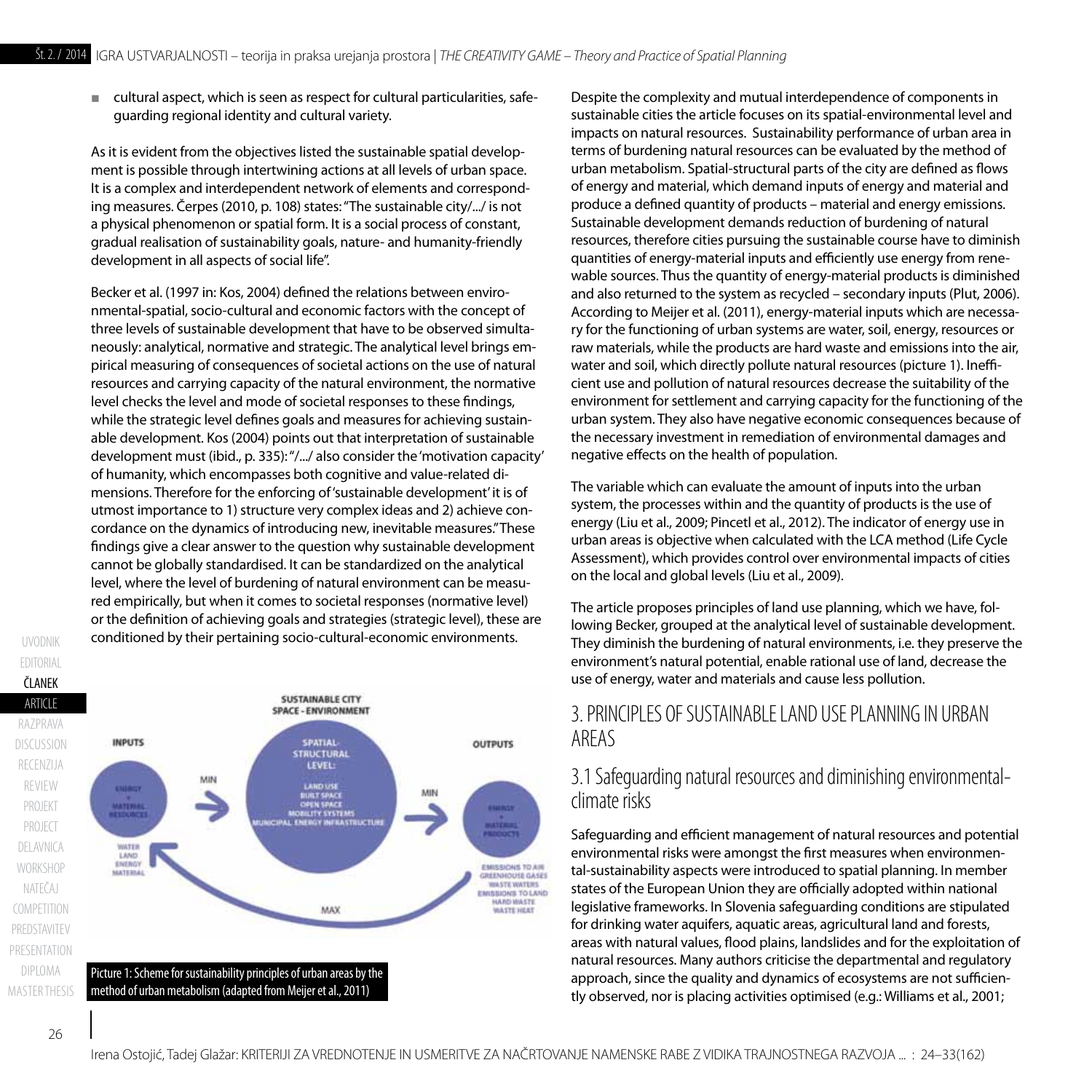- cultural aspect, which is seen as respect for cultural particularities, safeguarding regional identity and cultural variety.

As it is evident from the objectives listed the sustainable spatial development is possible through intertwining actions at all levels of urban space. It is a complex and interdependent network of elements and corresponding measures. Čerpes (2010, p. 108) states: "The sustainable city/.../ is not a physical phenomenon or spatial form. It is a social process of constant, gradual realisation of sustainability goals, nature- and humanity-friendly development in all aspects of social life".

Becker et al. (1997 in: Kos, 2004) defined the relations between environmental-spatial, socio-cultural and economic factors with the concept of three levels of sustainable development that have to be observed simultaneously: analytical, normative and strategic. The analytical level brings empirical measuring of consequences of societal actions on the use of natural resources and carrying capacity of the natural environment, the normative level checks the level and mode of societal responses to these findings, while the strategic level defines goals and measures for achieving sustainable development. Kos (2004) points out that interpretation of sustainable development must (ibid., p. 335): "/.../ also consider the 'motivation capacity' of humanity, which encompasses both cognitive and value-related dimensions. Therefore for the enforcing of 'sustainable development' it is of utmost importance to 1) structure very complex ideas and 2) achieve concordance on the dynamics of introducing new, inevitable measures." These findings give a clear answer to the question why sustainable development cannot be globally standardised. It can be standardized on the analytical level, where the level of burdening of natural environment can be measured empirically, but when it comes to societal responses (normative level) or the definition of achieving goals and strategies (strategic level), these are conditioned by their pertaining socio-cultural-economic environments.

Picture 1: Scheme for sustainability principles of urban areas by the method of urban metabolism (adapted from Meijer et al., 2011)

Despite the complexity and mutual interdependence of components in sustainable cities the article focuses on its spatial-environmental level and impacts on natural resources. Sustainability performance of urban area in terms of burdening natural resources can be evaluated by the method of urban metabolism. Spatial-structural parts of the city are defined as flows of energy and material, which demand inputs of energy and material and produce a defined quantity of products – material and energy emissions. Sustainable development demands reduction of burdening of natural resources, therefore cities pursuing the sustainable course have to diminish quantities of energy-material inputs and efficiently use energy from renewable sources. Thus the quantity of energy-material products is diminished and also returned to the system as recycled – secondary inputs (Plut, 2006). According to Meijer et al. (2011), energy-material inputs which are necessary for the functioning of urban systems are water, soil, energy, resources or raw materials, while the products are hard waste and emissions into the air, water and soil, which directly pollute natural resources (picture 1). Inefficient use and pollution of natural resources decrease the suitability of the environment for settlement and carrying capacity for the functioning of the urban system. They also have negative economic consequences because of the necessary investment in remediation of environmental damages and negative effects on the health of population.

The variable which can evaluate the amount of inputs into the urban system, the processes within and the quantity of products is the use of energy (Liu et al., 2009; Pincetl et al., 2012). The indicator of energy use in urban areas is objective when calculated with the LCA method (Life Cycle Assessment), which provides control over environmental impacts of cities on the local and global levels (Liu et al., 2009).

The article proposes principles of land use planning, which we have, following Becker, grouped at the analytical level of sustainable development. They diminish the burdening of natural environments, i.e. they preserve the environment's natural potential, enable rational use of land, decrease the use of energy, water and materials and cause less pollution.

## 3. PRINCIPLES OF SUSTAINABLE LAND USE PLANNING IN URBAN AREAS

### 3.1 Safeguarding natural resources and diminishing environmental-climate risks

Safeguarding and efficient management of natural resources and potential environmental risks were amongst the first measures when environmental-sustainability aspects were introduced to spatial planning. In member states of the European Union they are officially adopted within national legislative frameworks. In Slovenia safeguarding conditions are stipulated for drinking water aquifers, aquatic areas, agricultural land and forests, areas with natural values, flood plains, landslides and for the exploitation of natural resources. Many authors criticise the departmental and regulatory approach, since the quality and dynamics of ecosystems are not sufficiently observed, nor is placing activities optimised (e.g.: Williams et al., 2001;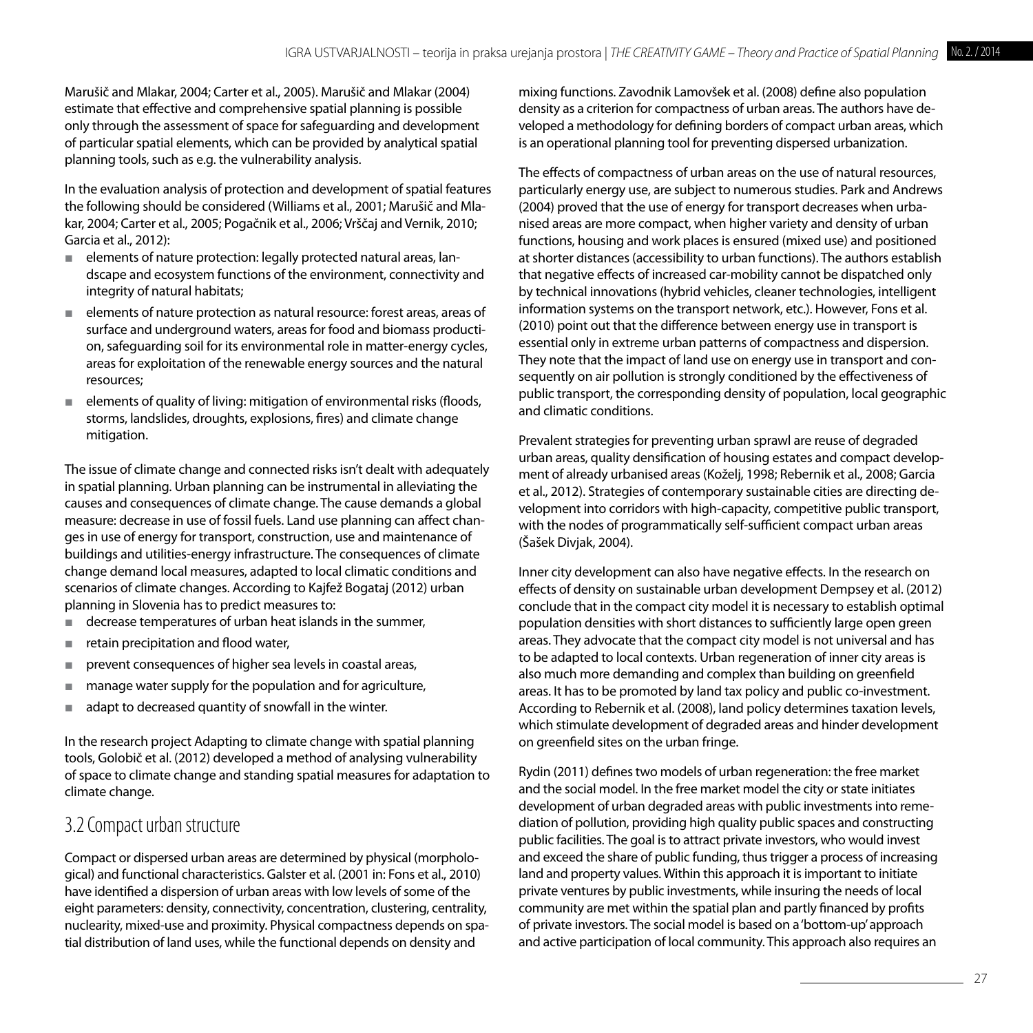Marušič and Mlakar, 2004; Carter et al., 2005). Marušič and Mlakar (2004) estimate that effective and comprehensive spatial planning is possible only through the assessment of space for safeguarding and development of particular spatial elements, which can be provided by analytical spatial planning tools, such as e.g. the vulnerability analysis.

In the evaluation analysis of protection and development of spatial features the following should be considered (Williams et al., 2001; Marušič and Mlakar, 2004; Carter et al., 2005; Pogačnik et al., 2006; Vrščaj and Vernik, 2010; Garcia et al., 2012):

- elements of nature protection: legally protected natural areas, landscape and ecosystem functions of the environment, connectivity and integrity of natural habitats;
- elements of nature protection as natural resource: forest areas, areas of surface and underground waters, areas for food and biomass production, safeguarding soil for its environmental role in matter-energy cycles, areas for exploitation of the renewable energy sources and the natural resources;
- elements of quality of living: mitigation of environmental risks (floods, storms, landslides, droughts, explosions, fires) and climate change mitigation.

The issue of climate change and connected risks isn't dealt with adequately in spatial planning. Urban planning can be instrumental in alleviating the causes and consequences of climate change. The cause demands a global measure: decrease in use of fossil fuels. Land use planning can affect changes in use of energy for transport, construction, use and maintenance of buildings and utilities-energy infrastructure. The consequences of climate change demand local measures, adapted to local climatic conditions and scenarios of climate changes. According to Kajfež Bogataj (2012) urban planning in Slovenia has to predict measures to:

- decrease temperatures of urban heat islands in the summer,
- retain precipitation and flood water,
- prevent consequences of higher sea levels in coastal areas,
- manage water supply for the population and for agriculture,
- adapt to decreased quantity of snowfall in the winter.

In the research project Adapting to climate change with spatial planning tools, Golobič et al. (2012) developed a method of analysing vulnerability of space to climate change and standing spatial measures for adaptation to climate change.

## 3.2 Compact urban structure

Compact or dispersed urban areas are determined by physical (morphological) and functional characteristics. Galster et al. (2001 in: Fons et al., 2010) have identified a dispersion of urban areas with low levels of some of the eight parameters: density, connectivity, concentration, clustering, centrality, nuclearity, mixed-use and proximity. Physical compactness depends on spatial distribution of land uses, while the functional depends on density and mixing functions. Zavodnik Lamovšek et al. (2008) define also population density as a criterion for compactness of urban areas. The authors have developed a methodology for defining borders of compact urban areas, which is an operational planning tool for preventing dispersed urbanization.

The effects of compactness of urban areas on the use of natural resources, particularly energy use, are subject to numerous studies. Park and Andrews (2004) proved that the use of energy for transport decreases when urbanised areas are more compact, when higher variety and density of urban functions, housing and work places is ensured (mixed use) and positioned at shorter distances (accessibility to urban functions). The authors establish that negative effects of increased car-mobility cannot be dispatched only by technical innovations (hybrid vehicles, cleaner technologies, intelligent information systems on the transport network, etc.). However, Fons et al. (2010) point out that the difference between energy use in transport is essential only in extreme urban patterns of compactness and dispersion. They note that the impact of land use on energy use in transport and consequently on air pollution is strongly conditioned by the effectiveness of public transport, the corresponding density of population, local geographic and climatic conditions.

Prevalent strategies for preventing urban sprawl are reuse of degraded urban areas, quality densification of housing estates and compact development of already urbanised areas (Koželj, 1998; Rebernik et al., 2008; Garcia et al., 2012). Strategies of contemporary sustainable cities are directing development into corridors with high-capacity, competitive public transport, with the nodes of programmatically self-sufficient compact urban areas (Šašek Divjak, 2004).

Inner city development can also have negative effects. In the research on effects of density on sustainable urban development Dempsey et al. (2012) conclude that in the compact city model it is necessary to establish optimal population densities with short distances to sufficiently large open green areas. They advocate that the compact city model is not universal and has to be adapted to local contexts. Urban regeneration of inner city areas is also much more demanding and complex than building on greenfield areas. It has to be promoted by land tax policy and public co-investment. According to Rebernik et al. (2008), land policy determines taxation levels, which stimulate development of degraded areas and hinder development on greenfield sites on the urban fringe.

Rydin (2011) defines two models of urban regeneration: the free market and the social model. In the free market model the city or state initiates development of urban degraded areas with public investments into remediation of pollution, providing high quality public spaces and constructing public facilities. The goal is to attract private investors, who would invest and exceed the share of public funding, thus trigger a process of increasing land and property values. Within this approach it is important to initiate private ventures by public investments, while insuring the needs of local community are met within the spatial plan and partly financed by profits of private investors. The social model is based on a 'bottom-up' approach and active participation of local community. This approach also requires an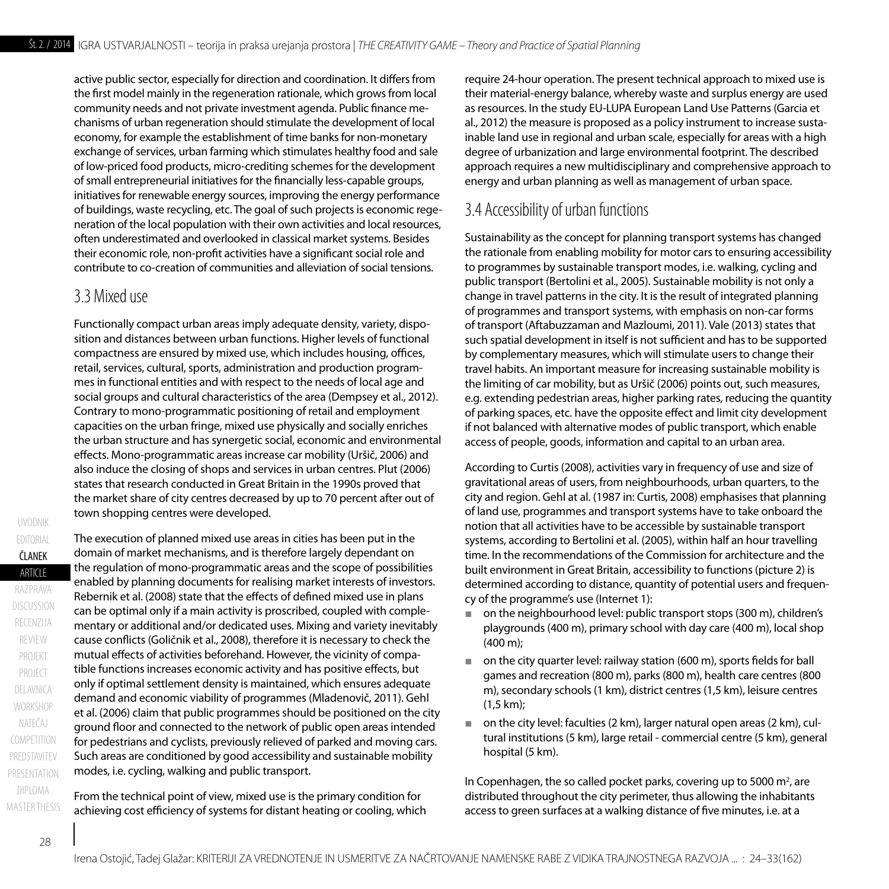active public sector, especially for direction and coordination. It differs from the first model mainly in the regeneration rationale, which grows from local community needs and not private investment agenda. Public finance mechanisms of urban regeneration should stimulate the development of local economy, for example the establishment of time banks for non-monetary exchange of services, urban farming which stimulates healthy food and sale of low-priced food products, micro-crediting schemes for the development of small entrepreneurial initiatives for the financially less-capable groups, initiatives for renewable energy sources, improving the energy performance of buildings, waste recycling, etc. The goal of such projects is economic regeneration of the local population with their own activities and local resources, often underestimated and overlooked in classical market systems. Besides their economic role, non-profit activities have a significant social role and contribute to co-creation of communities and alleviation of social tensions.

## 3.3 Mixed use

Functionally compact urban areas imply adequate density, variety, disposition and distances between urban functions. Higher levels of functional compactness are ensured by mixed use, which includes housing, offices, retail, services, cultural, sports, administration and production programmes in functional entities and with respect to the needs of local age and social groups and cultural characteristics of the area (Dempsey et al., 2012). Contrary to mono-programmatic positioning of retail and employment capacities on the urban fringe, mixed use physically and socially enriches the urban structure and has synergetic social, economic and environmental effects. Mono-programmatic areas increase car mobility (Uršič, 2006) and also induce the closing of shops and services in urban centres. Plut (2006) states that research conducted in Great Britain in the 1990s proved that the market share of city centres decreased by up to 70 percent after out of town shopping centres were developed.

The execution of planned mixed use areas in cities has been put in the domain of market mechanisms, and is therefore largely dependant on the regulation of mono-programmatic areas and the scope of possibilities enabled by planning documents for realising market interests of investors. Rebernik et al. (2008) state that the effects of defined mixed use in plans can be optimal only if a main activity is proscribed, coupled with complementary or additional and/or dedicated uses. Mixing and variety inevitably cause conflicts (Goličnik et al., 2008), therefore it is necessary to check the mutual effects of activities beforehand. However, the vicinity of compatible functions increases economic activity and has positive effects, but only if optimal settlement density is maintained, which ensures adequate demand and economic viability of programmes (Mladenovič, 2011). Gehl et al. (2006) claim that public programmes should be positioned on the city ground floor and connected to the network of public open areas intended for pedestrians and cyclists, previously relieved of parked and moving cars. Such areas are conditioned by good accessibility and sustainable mobility modes, i.e. cycling, walking and public transport.

From the technical point of view, mixed use is the primary condition for achieving cost efficiency of systems for distant heating or cooling, which require 24-hour operation. The present technical approach to mixed use is their material-energy balance, whereby waste and surplus energy are used as resources. In the study EU-LUPA European Land Use Patterns (Garcia et al., 2012) the measure is proposed as a policy instrument to increase sustainable land use in regional and urban scale, especially for areas with a high degree of urbanization and large environmental footprint. The described approach requires a new multidisciplinary and comprehensive approach to energy and urban planning as well as management of urban space.

## 3.4 Accessibility of urban functions

Sustainability as the concept for planning transport systems has changed the rationale from enabling mobility for motor cars to ensuring accessibility to programmes by sustainable transport modes, i.e. walking, cycling and public transport (Bertolini et al., 2005). Sustainable mobility is not only a change in travel patterns in the city. It is the result of integrated planning of programmes and transport systems, with emphasis on non-car forms of transport (Aftabuzzaman and Mazloumi, 2011). Vale (2013) states that such spatial development in itself is not sufficient and has to be supported by complementary measures, which will stimulate users to change their travel habits. An important measure for increasing sustainable mobility is the limiting of car mobility, but as Uršič (2006) points out, such measures, e.g. extending pedestrian areas, higher parking rates, reducing the quantity of parking spaces, etc. have the opposite effect and limit city development if not balanced with alternative modes of public transport, which enable access of people, goods, information and capital to an urban area.

According to Curtis (2008), activities vary in frequency of use and size of gravitational areas of users, from neighbourhoods, urban quarters, to the city and region. Gehl at al. (1987 in: Curtis, 2008) emphasises that planning of land use, programmes and transport systems have to take onboard the notion that all activities have to be accessible by sustainable transport systems, according to Bertolini et al. (2005), within half an hour travelling time. In the recommendations of the Commission for architecture and the built environment in Great Britain, accessibility to functions (picture 2) is determined according to distance, quantity of potential users and frequency of the programme's use (Internet 1):

- on the neighbourhood level: public transport stops (300 m), children's playgrounds (400 m), primary school with day care (400 m), local shop (400 m);
- on the city quarter level: railway station (600 m), sports fields for ball games and recreation (800 m), parks (800 m), health care centres (800 m), secondary schools (1 km), district centres (1,5 km), leisure centres (1,5 km);
- on the city level: faculties (2 km), larger natural open areas (2 km), cultural institutions (5 km), large retail - commercial centre (5 km), general hospital (5 km).

In Copenhagen, the so called pocket parks, covering up to 5000 $m^2$, are distributed throughout the city perimeter, thus allowing the inhabitants access to green surfaces at a walking distance of five minutes, i.e. at a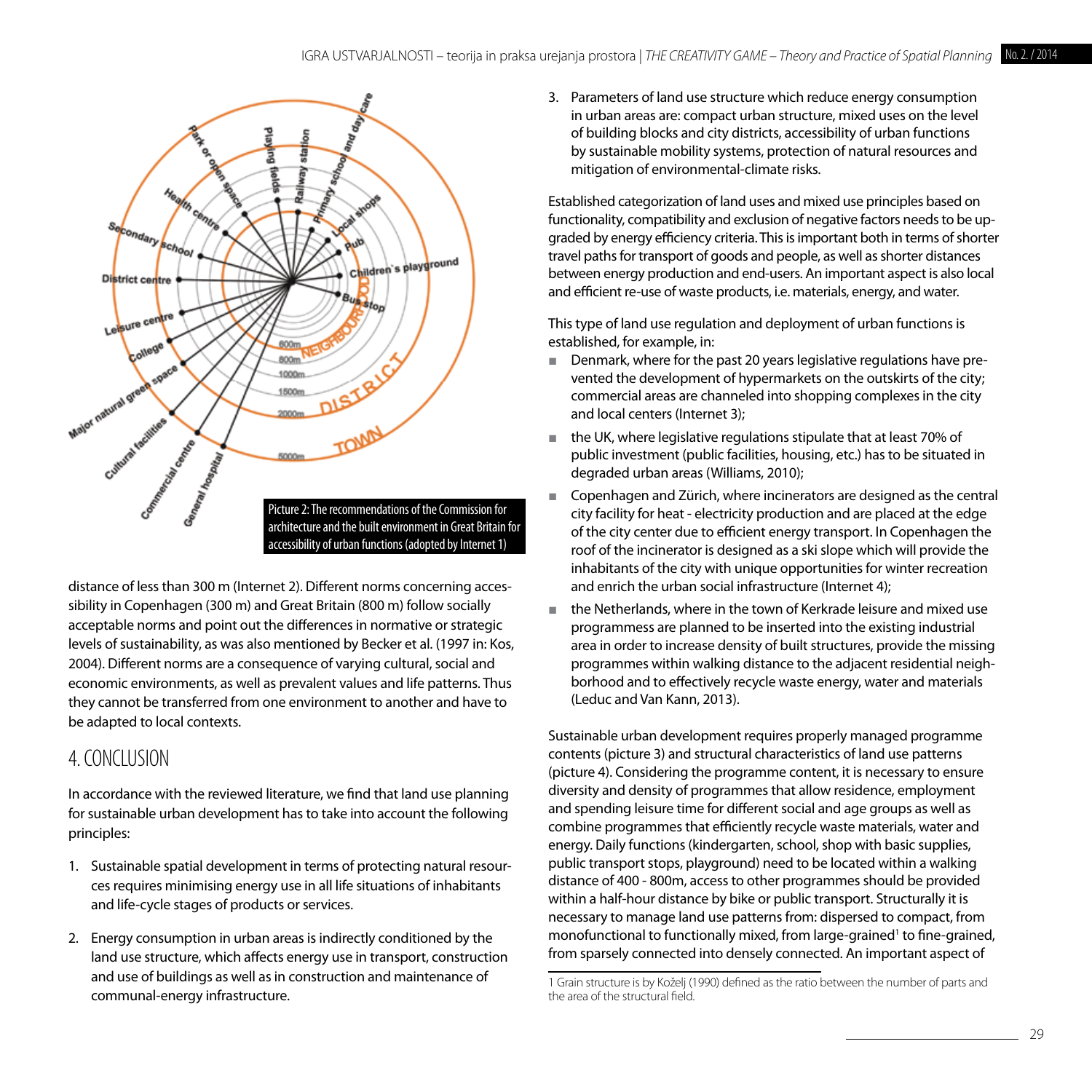Picture 2: The recommendations of the Commission for architecture and the built environment in Great Britain for accessibility of urban functions (adopted by Internet 1)

distance of less than 300 m (Internet 2). Different norms concerning accessibility in Copenhagen (300 m) and Great Britain (800 m) follow socially acceptable norms and point out the differences in normative or strategic levels of sustainability, as was also mentioned by Becker et al. (1997 in: Kos, 2004). Different norms are a consequence of varying cultural, social and economic environments, as well as prevalent values and life patterns. Thus they cannot be transferred from one environment to another and have to be adapted to local contexts.

## 4. CONCLUSION

In accordance with the reviewed literature, we find that land use planning for sustainable urban development has to take into account the following principles:

1. Sustainable spatial development in terms of protecting natural resources requires minimising energy use in all life situations of inhabitants and life-cycle stages of products or services.

2. Energy consumption in urban areas is indirectly conditioned by the land use structure, which affects energy use in transport, construction and use of buildings as well as in construction and maintenance of communal-energy infrastructure.

3. Parameters of land use structure which reduce energy consumption in urban areas are: compact urban structure, mixed uses on the level of building blocks and city districts, accessibility of urban functions by sustainable mobility systems, protection of natural resources and mitigation of environmental-climate risks.

Established categorization of land uses and mixed use principles based on functionality, compatibility and exclusion of negative factors needs to be upgraded by energy efficiency criteria. This is important both in terms of shorter travel paths for transport of goods and people, as well as shorter distances between energy production and end-users. An important aspect is also local and efficient re-use of waste products, i.e. materials, energy, and water.

This type of land use regulation and deployment of urban functions is established, for example, in:

- Denmark, where for the past 20 years legislative regulations have prevented the development of hypermarkets on the outskirts of the city; commercial areas are channeled into shopping complexes in the city and local centers (Internet 3);
- the UK, where legislative regulations stipulate that at least 70% of public investment (public facilities, housing, etc.) has to be situated in degraded urban areas (Williams, 2010);
- Copenhagen and Zürich, where incinerators are designed as the central city facility for heat - electricity production and are placed at the edge of the city center due to efficient energy transport. In Copenhagen the roof of the incinerator is designed as a ski slope which will provide the inhabitants of the city with unique opportunities for winter recreation and enrich the urban social infrastructure (Internet 4);
- the Netherlands, where in the town of Kerkrade leisure and mixed use programmesses are planned to be inserted into the existing industrial area in order to increase density of built structures, provide the missing programmes within walking distance to the adjacent residential neighborhood and to effectively recycle waste energy, water and materials (Leduc and Van Kann, 2013).

Sustainable urban development requires properly managed programme contents (picture 3) and structural characteristics of land use patterns (picture 4). Considering the programme content, it is necessary to ensure diversity and density of programmes that allow residence, employment and spending leisure time for different social and age groups as well as combine programmes that efficiently recycle waste materials, water and energy. Daily functions (kindergarten, school, shop with basic supplies, public transport stops, playground) need to be located within a walking distance of 400 - 800m, access to other programmes should be provided within a half-hour distance by bike or public transport. Structurally it is necessary to manage land use patterns from: dispersed to compact, from monofunctional to functionally mixed, from large-grained[1] to fine-grained, from sparsely connected into densely connected. An important aspect of

1 Grain structure is by Koželj (1990) defined as the ratio between the number of parts and the area of the structural field.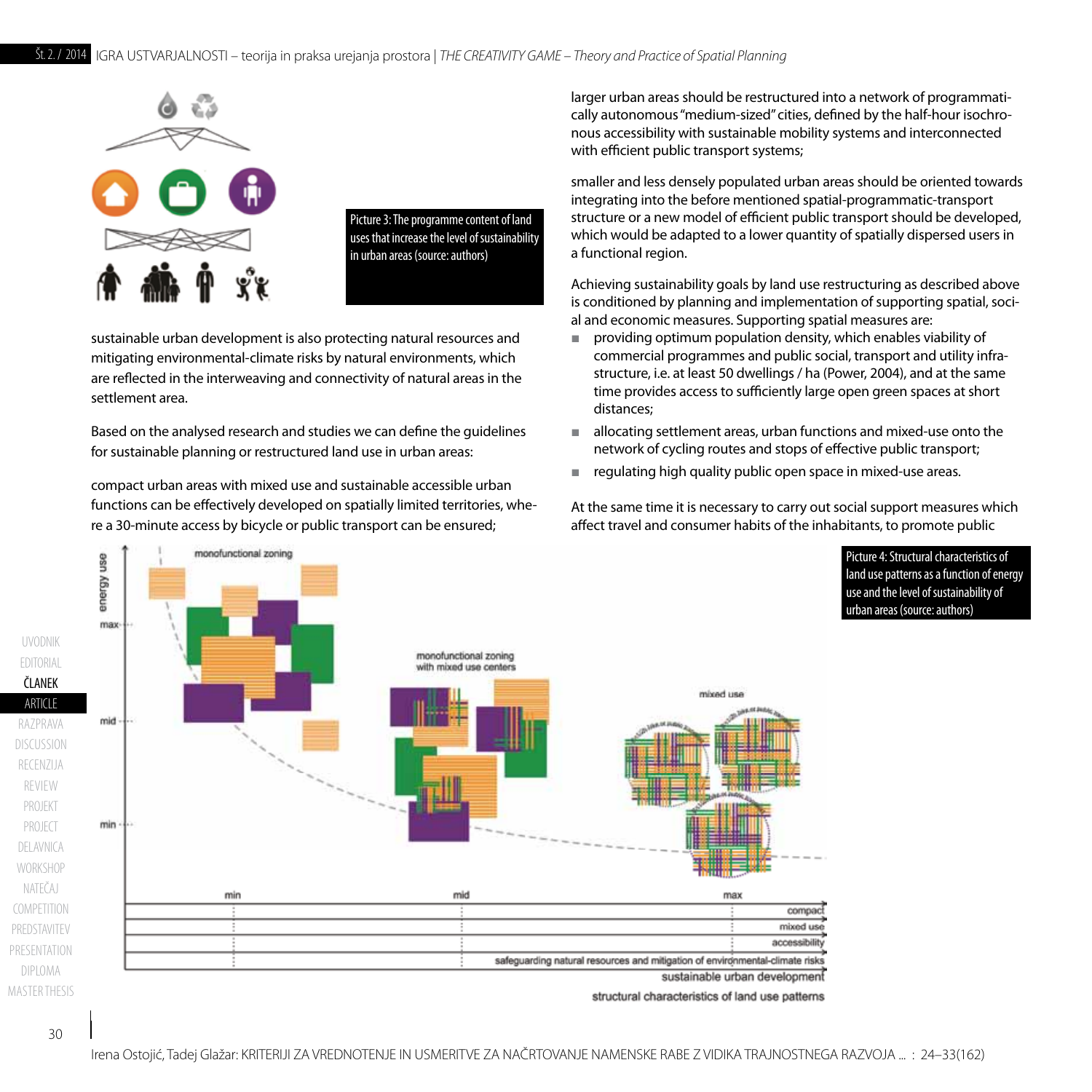Picture 3: The programme content of land uses that increase the level of sustainability in urban areas (source: authors)

sustainable urban development is also protecting natural resources and mitigating environmental-climate risks by natural environments, which are reflected in the interweaving and connectivity of natural areas in the settlement area.

Based on the analysed research and studies we can define the guidelines for sustainable planning or restructured land use in urban areas:

compact urban areas with mixed use and sustainable accessible urban functions can be effectively developed on spatially limited territories, where a 30-minute access by bicycle or public transport can be ensured;

larger urban areas should be restructured into a network of programmatically autonomous "medium-sized" cities, defined by the half-hour isochronous accessibility with sustainable mobility systems and interconnected with efficient public transport systems;

smaller and less densely populated urban areas should be oriented towards integrating into the before mentioned spatial-programmatic-transport structure or a new model of efficient public transport should be developed, which would be adapted to a lower quantity of spatially dispersed users in a functional region.

Achieving sustainability goals by land use restructuring as described above is conditioned by planning and implementation of supporting spatial, social and economic measures. Supporting spatial measures are:

- providing optimum population density, which enables viability of commercial programmes and public social, transport and utility infrastructure, i.e. at least 50 dwellings / ha (Power, 2004), and at the same time provides access to sufficiently large open green spaces at short distances;
- allocating settlement areas, urban functions and mixed-use onto the network of cycling routes and stops of effective public transport;
- regulating high quality public open space in mixed-use areas.

At the same time it is necessary to carry out social support measures which affect travel and consumer habits of the inhabitants, to promote public

Picture 4: Structural characteristics of land use patterns as a function of energy use and the level of sustainability of urban areas (source: authors)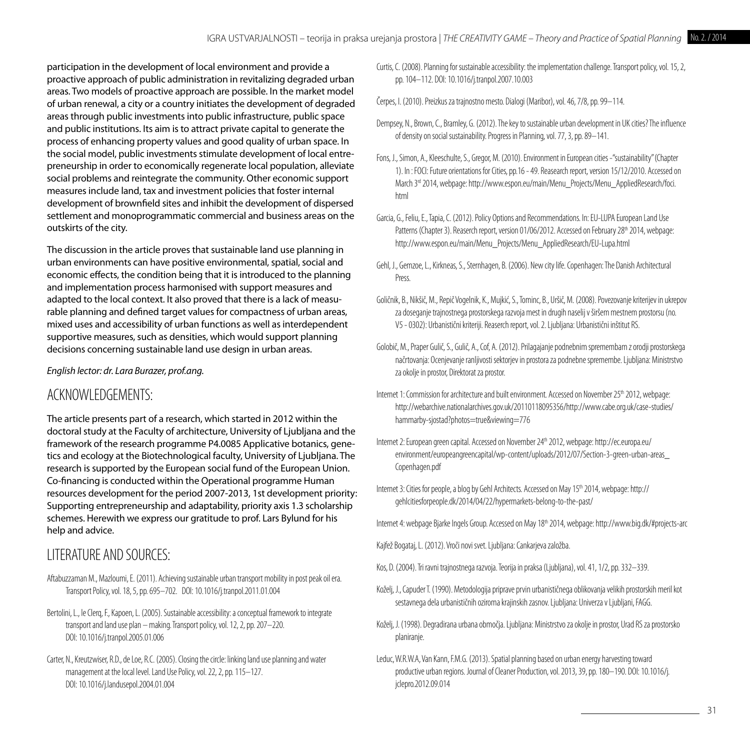participation in the development of local environment and provide a proactive approach of public administration in revitalizing degraded urban areas. Two models of proactive approach are possible. In the market model of urban renewal, a city or a country initiates the development of degraded areas through public investments into public infrastructure, public space and public institutions. Its aim is to attract private capital to generate the process of enhancing property values and good quality of urban space. In the social model, public investments stimulate development of local entrepreneurship in order to economically regenerate local population, alleviate social problems and reintegrate the community. Other economic support measures include land, tax and investment policies that foster internal development of brownfield sites and inhibit the development of dispersed settlement and monoprogrammatic commercial and business areas on the outskirts of the city.

The discussion in the article proves that sustainable land use planning in urban environments can have positive environmental, spatial, social and economic effects, the condition being that it is introduced to the planning and implementation process harmonised with support measures and adapted to the local context. It also proved that there is a lack of measurable planning and defined target values for compactness of urban areas, mixed uses and accessibility of urban functions as well as interdependent supportive measures, such as densities, which would support planning decisions concerning sustainable land use design in urban areas.

*English lector: dr. Lara Burazer, prof.ang.*

## ACKNOWLEDGEMENTS:

The article presents part of a research, which started in 2012 within the doctoral study at the Faculty of architecture, University of Ljubljana and the framework of the research programme P4.0085 Applicative botanics, genetics and ecology at the Biotechnological faculty, University of Ljubljana. The research is supported by the European social fund of the European Union. Co-financing is conducted within the Operational programme Human resources development for the period 2007-2013, 1st development priority: Supporting entrepreneurship and adaptability, priority axis 1.3 scholarship schemes. Herewith we express our gratitude to prof. Lars Bylund for his help and advice.

## LITERATURE AND SOURCES:

Aftabuzzaman M., Mazloumi, E. (2011). Achieving sustainable urban transport mobility in post peak oil era. Transport Policy, vol. 18, 5, pp. 695–702. DOI: 10.1016/j.tranpol.2011.01.004

Bertolini, L., le Clerq, F., Kapoen, L. (2005). Sustainable accessibility: a conceptual framework to integrate transport and land use plan – making. Transport policy, vol. 12, 2, pp. 207–220. DOI: 10.1016/j.tranpol.2005.01.006

Carter, N., Kreutzwiser, R.D., de Loe, R.C. (2005). Closing the circle: linking land use planning and water management at the local level. Land Use Policy, vol. 22, 2, pp. 115–127. DOI: 10.1016/j.landusepol.2004.01.004

Curtis, C. (2008). Planning for sustainable accessibility: the implementation challenge. Transport policy, vol. 15, 2, pp. 104–112. DOI: 10.1016/j.tranpol.2007.10.003

Čerpes, I. (2010). Preizkus za trajnostno mesto. Dialogi (Maribor), vol. 46, 7/8, pp. 99–114.

Dempsey, N., Brown, C., Bramley, G. (2012). The key to sustainable urban development in UK cities? The influence of density on social sustainability. Progress in Planning, vol. 77, 3, pp. 89–141.

Fons, J., Simon, A., Kleeschulte, S., Gregor, M. (2010). Environment in European cities -"sustainability" (Chapter 1). In : FOCI: Future orientations for Cities, pp.16 - 49. Reasearch report, version 15/12/2010. Accessed on March 3rd 2014, webpage: http://www.espon.eu/main/Menu_Projects/Menu_AppliedResearch/foci.html

Garcia, G., Feliu, E., Tapia, C. (2012). Policy Options and Recommendations. In: EU-LUPA European Land Use Patterns (Chapter 3). Reaserch report, version 01/06/2012. Accessed on February 28th 2014, webpage: http://www.espon.eu/main/Menu_Projects/Menu_AppliedResearch/EU-Lupa.html

Gehl, J., Gemzoe, L., Kirkneas, S., Sternhagen, B. (2006). New city life. Copenhagen: The Danish Architectural Press.

Goličnik, B., Nikšič, M., Repič Vogelnik, K., Mujkić, S., Tominc, B., Uršič, M. (2008). Povezovanje kriterijev in ukrepov za doseganje trajnostnega prostorskega razvoja mest in drugih naselij v širšem mestnem prostorsu (no. V5 - 0302): Urbanistični kriteriji. Reaserch report, vol. 2. Ljubljana: Urbanistični inštitut RS.

Golobič, M., Praper Gulič, S., Gulič, A., Cof, A. (2012). Prilagajanje podnebnim spremembam z orodji prostorskega načrtovanja: Ocenjevanje ranljivosti sektorjev in prostora za podnebne spremembe. Ljubljana: Ministrstvo za okolje in prostor, Direktorat za prostor.

Internet 1: Commission for architecture and built environment. Accessed on November 25th 2012, webpage: http://webarchive.nationalarchives.gov.uk/20110118095356/http://www.cabe.org.uk/case-studies/hammarby-sjostad?photos=true&viewing=776

Internet 2: European green capital. Accessed on November 24th 2012, webpage: http://ec.europa.eu/environment/europeangreencapital/wp-content/uploads/2012/07/Section-3-green-urban-areas_Copenhagen.pdf

Internet 3: Cities for people, a blog by Gehl Architects. Accessed on May 15th 2014, webpage: http://gehlcitiesforpeople.dk/2014/04/22/hypermarkets-belong-to-the-past/

Internet 4: webpage Bjarke Ingels Group. Accessed on May 18th 2014, webpage: http://www.big.dk/#projects-arc

Kajfež Bogataj, L. (2012). Vroči novi svet. Ljubljana: Cankarjeva založba.

Kos, D. (2004). Tri ravni trajnostnega razvoja. Teorija in praksa (Ljubljana), vol. 41, 1/2, pp. 332–339.

Koželj, J., Capuder T. (1990). Metodologija priprave prvin urbanističnega oblikovanja velikih prostorskih meril kot sestavnega dela urbanističnih oziroma krajinskih zasnov. Ljubljana: Univerza v Ljubljani, FAGG.

Koželj, J. (1998). Degradirana urbana območja. Ljubljana: Ministrstvo za okolje in prostor, Urad RS za prostorsko planiranje.

Leduc, W.R.W.A, Van Kann, F.M.G. (2013). Spatial planning based on urban energy harvesting toward productive urban regions. Journal of Cleaner Production, vol. 2013, 39, pp. 180–190. DOI: 10.1016/j.jclepro.2012.09.014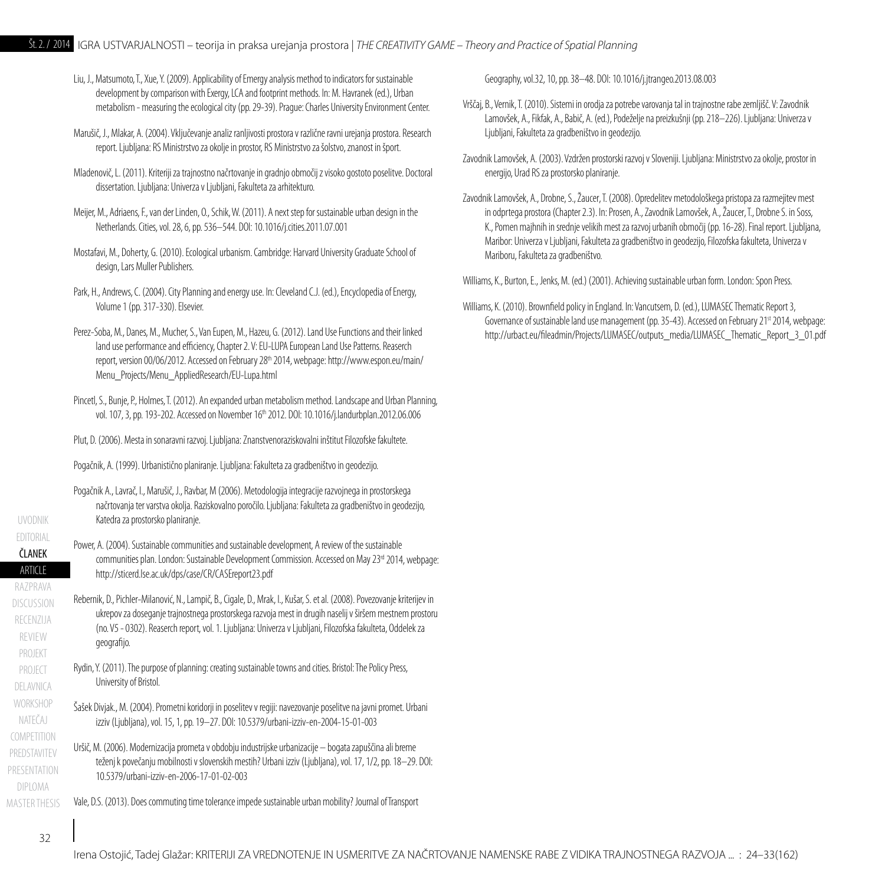Liu, J., Matsumoto, T., Xue, Y. (2009). Applicability of Emergy analysis method to indicators for sustainable development by comparison with Exergy, LCA and footprint methods. In: M. Havranek (ed.), Urban metabolism - measuring the ecological city (pp. 29-39). Prague: Charles University Environment Center.

Marušič, J., Mlakar, A. (2004). Vključevanje analiz ranljivosti prostora v različne ravni urejanja prostora. Research report. Ljubljana: RS Ministrstvo za okolje in prostor, RS Ministrstvo za šolstvo, znanost in šport.

Mladenovič, L. (2011). Kriteriji za trajnostno načrtovanje in gradnjo območij z visoko gostoto poselitve. Doctoral dissertation. Ljubljana: Univerza v Ljubljani, Fakulteta za arhitekturo.

Meijer, M., Adriaens, F., van der Linden, O., Schik, W. (2011). A next step for sustainable urban design in the Netherlands. Cities, vol. 28, 6, pp. 536–544. DOI: 10.1016/j.cities.2011.07.001

Mostafavi, M., Doherty, G. (2010). Ecological urbanism. Cambridge: Harvard University Graduate School of design, Lars Muller Publishers.

Park, H., Andrews, C. (2004). City Planning and energy use. In: Cleveland C.J. (ed.), Encyclopedia of Energy, Volume 1 (pp. 317-330). Elsevier.

Perez-Soba, M., Danes, M., Mucher, S., Van Eupen, M., Hazeu, G. (2012). Land Use Functions and their linked land use performance and efficiency, Chapter 2. V: EU-LUPA European Land Use Patterns. Reaserch report, version 00/06/2012. Accessed on February 28th 2014, webpage: http://www.espon.eu/main/Menu_Projects/Menu_AppliedResearch/EU-Lupa.html

Pincetl, S., Bunje, P., Holmes, T. (2012). An expanded urban metabolism method. Landscape and Urban Planning, vol. 107, 3, pp. 193-202. Accessed on November 16th 2012. DOI: 10.1016/j.landurbplan.2012.06.006

Plut, D. (2006). Mesta in sonaravni razvoj. Ljubljana: Znanstvenoraziskovalni inštitut Filozofske fakultete.

Pogačnik, A. (1999). Urbanistično planiranje. Ljubljana: Fakulteta za gradbeništvo in geodezijo.

Pogačnik A., Lavrač, I., Marušič, J., Ravbar, M (2006). Metodologija integracije razvojnega in prostorskega načrtovanja ter varstva okolja. Raziskovalno poročilo. Ljubljana: Fakulteta za gradbeništvo in geodezijo, Katedra za prostorsko planiranje.

Power, A. (2004). Sustainable communities and sustainable development, A review of the sustainable communities plan. London: Sustainable Development Commission. Accessed on May 23rd 2014, webpage: http://sticerd.lse.ac.uk/dps/case/CR/CASEreport23.pdf

Rebernik, D., Pichler-Milanović, N., Lampič, B., Cigale, D., Mrak, I., Kušar, S. et al. (2008). Povezovanje kriterijev in ukrepov za doseganje trajnostnega prostorskega razvoja mest in drugih naselij v širšem mestnem prostoru (no. V5 - 0302). Reaserch report, vol. 1. Ljubljana: Univerza v Ljubljani, Filozofska fakulteta, Oddelek za geografijo.

Rydin, Y. (2011). The purpose of planning: creating sustainable towns and cities. Bristol: The Policy Press, University of Bristol.

Šašek Divjak., M. (2004). Prometni koridorji in poselitev v regiji: navezovanje poselitve na javni promet. Urbani izziv (Ljubljana), vol. 15, 1, pp. 19–27. DOI: 10.5379/urbani-izziv-en-2004-15-01-003

Uršič, M. (2006). Modernizacija prometa v obdobju industrijske urbanizacije – bogata zapuščina ali breme teženj k povečanju mobilnosti v slovenskih mestih? Urbani izziv (Ljubljana), vol. 17, 1/2, pp. 18–29. DOI: 10.5379/urbani-izziv-en-2006-17-01-02-003

Vale, D.S. (2013). Does commuting time tolerance impede sustainable urban mobility? Journal of Transport Geography, vol.32, 10, pp. 38–48. DOI: 10.1016/j.jtrangeo.2013.08.003

Vrščaj, B., Vernik, T. (2010). Sistemi in orodja za potrebe varovanja tal in trajnostne rabe zemljišč. V: Zavodnik Lamovšek, A., Fikfak, A., Babič, A. (ed.), Podeželje na preizkušnji (pp. 218–226). Ljubljana: Univerza v Ljubljani, Fakulteta za gradbeništvo in geodezijo.

Zavodnik Lamovšek, A. (2003). Vzdržen prostorski razvoj v Sloveniji. Ljubljana: Ministrstvo za okolje, prostor in energijo, Urad RS za prostorsko planiranje.

Zavodnik Lamovšek, A., Drobne, S., Žaucer, T. (2008). Opredelitev metodološkega pristopa za razmejitev mest in odprtega prostora (Chapter 2.3). In: Prosen, A., Zavodnik Lamovšek, A., Žaucer, T., Drobne S. in Soss, K., Pomen majhnih in srednje velikih mest za razvoj urbanih območij (pp. 16-28). Final report. Ljubljana, Maribor: Univerza v Ljubljani, Fakulteta za gradbeništvo in geodezijo, Filozofska fakulteta, Univerza v Mariboru, Fakulteta za gradbeništvo.

Williams, K., Burton, E., Jenks, M. (ed.) (2001). Achieving sustainable urban form. London: Spon Press.

Williams, K. (2010). Brownfield policy in England. In: Vancutsem, D. (ed.), LUMASEC Thematic Report 3, Governance of sustainable land use management (pp. 35-43). Accessed on February 21st 2014, webpage: http://urbact.eu/fileadmin/Projects/LUMASEC/outputs_media/LUMASEC_Thematic_Report_3_01.pdf